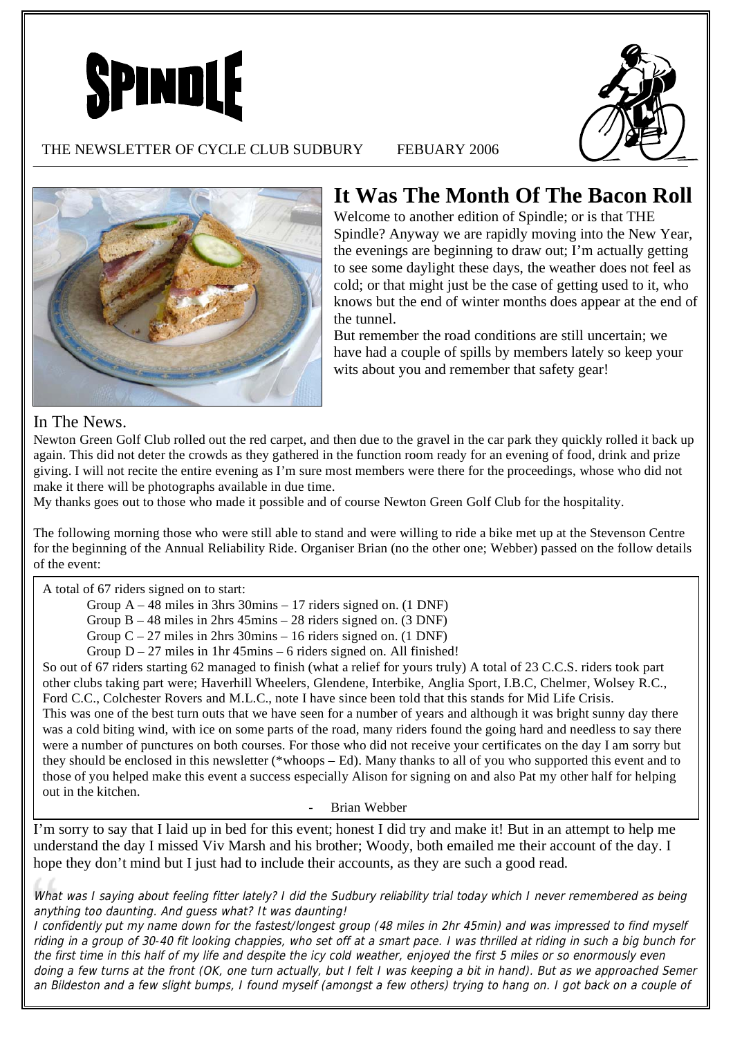# SPINDLE

THE NEWSLETTER OF CYCLE CLUB SUDBURY FEBUARY 2006

## It Was The Month Of The Bacon Roll

Welcome to another edition of Spindle; or is that THE Spindle? Anyway we are rapidly moving into the New Year, the evenings are beginning to draw out; I'm actually getting to see some daylight these days, the weather does not feel as cold; or that might just be the case of getting used to it, who knows but the end of winter months does appear at the end of the tunnel.

But remember the road conditions are still uncertain; we have had a couple of spills by members lately so keep your wits about you and remember that safety gear!

### In The News.

Newton Green Golf Club rolled out the red carpet, and then due to the gravel in the car park they quickly rolled it back up again. This did not deter the crowds as they gathered in the function room ready for an evening of food, drink and prize giving. I will not recite the entire evening as I'm sure most members were there for the proceedings, whose who did not make it there will be photographs available in due time.

My thanks goes out to those who made it possible and of course Newton Green Golf Club for the hospitality.

The following morning those who were still able to stand and were willing to ride a bike met up at the Stevenson Centre for the beginning of the Annual Reliability Ride. Organiser Brian (no the other one; Webber) passed on the follow details of the event:

A total of 67 riders signed on to start:

- Group A – 48 miles in 3hrs 30mins – 17 riders signed on. (1 DNF)
- Group B – 48 miles in 2hrs 45mins – 28 riders signed on. (3 DNF)
- Group C – 27 miles in 2hrs 30mins – 16 riders signed on. (1 DNF)
- Group D – 27 miles in 1hr 45mins – 6 riders signed on. All finished!

So out of 67 riders starting 62 managed to finish (what a relief for yours truly) A total of 23 C.C.S. riders took part other clubs taking part were; Haverhill Wheelers, Glendene, Interbike, Anglia Sport, I.B.C, Chelmer, Wolsey R.C., Ford C.C., Colchester Rovers and M.L.C., note I have since been told that this stands for Mid Life Crisis.

This was one of the best turn outs that we have seen for a number of years and although it was bright sunny day there was a cold biting wind, with ice on some parts of the road, many riders found the going hard and needless to say there were a number of punctures on both courses. For those who did not receive your certificates on the day I am sorry but they should be enclosed in this newsletter (*whoops – Ed). Many thanks to all of you who supported this event and to those of you helped make this event a success especially Alison for signing on and also Pat my other half for helping out in the kitchen.

- Brian Webber

I'm sorry to say that I laid up in bed for this event; honest I did try and make it! But in an attempt to help me understand the day I missed Viv Marsh and his brother; Woody, both emailed me their account of the day. I hope they don't mind but I just had to include their accounts, as they are such a good read.

*What was I saying about feeling fitter lately? I did the Sudbury reliability trial today which I never remembered as being anything too daunting. And guess what? It was daunting!*

*I confidently put my name down for the fastest/longest group (48 miles in 2hr 45min) and was impressed to find myself riding in a group of 30-40 fit looking chappies, who set off at a smart pace. I was thrilled at riding in such a big bunch for the first time in this half of my life and despite the icy cold weather, enjoyed the first 5 miles or so enormously even doing a few turns at the front (OK, one turn actually, but I felt I was keeping a bit in hand). But as we approached Semer an Bildeston and a few slight bumps, I found myself (amongst a few others) trying to hang on. I got back on a couple of*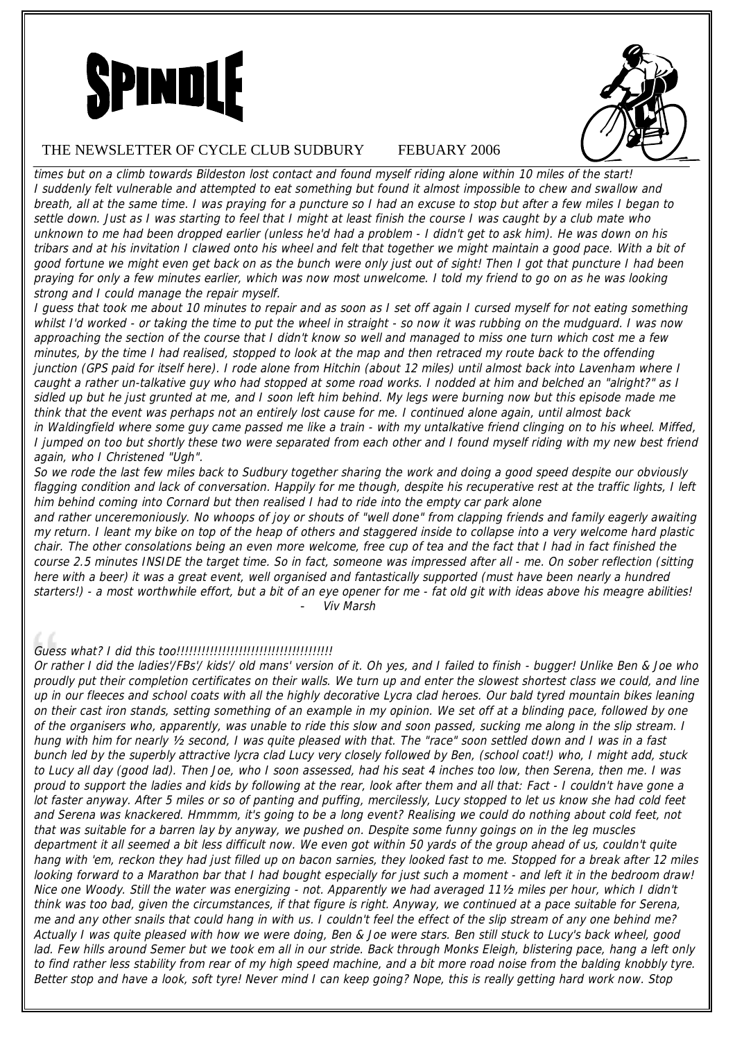# SPINDLE

THE NEWSLETTER OF CYCLE CLUB SUDBURY FEBUARY 2006

*times but on a climb towards Bildeston lost contact and found myself riding alone within 10 miles of the start! I suddenly felt vulnerable and attempted to eat something but found it almost impossible to chew and swallow and breath, all at the same time. I was praying for a puncture so I had an excuse to stop but after a few miles I began to settle down. Just as I was starting to feel that I might at least finish the course I was caught by a club mate who unknown to me had been dropped earlier (unless he'd had a problem - I didn't get to ask him). He was down on his tribars and at his invitation I clawed onto his wheel and felt that together we might maintain a good pace. With a bit of good fortune we might even get back on as the bunch were only just out of sight! Then I got that puncture I had been praying for only a few minutes earlier, which was now most unwelcome. I told my friend to go on as he was looking strong and I could manage the repair myself.*

*I guess that took me about 10 minutes to repair and as soon as I set off again I cursed myself for not eating something whilst I'd worked - or taking the time to put the wheel in straight - so now it was rubbing on the mudguard. I was now approaching the section of the course that I didn't know so well and managed to miss one turn which cost me a few minutes, by the time I had realised, stopped to look at the map and then retraced my route back to the offending junction (GPS paid for itself here). I rode alone from Hitchin (about 12 miles) until almost back into Lavenham where I caught a rather un-talkative guy who had stopped at some road works. I nodded at him and belched an "alright?" as I sidled up but he just grunted at me, and I soon left him behind. My legs were burning now but this episode made me think that the event was perhaps not an entirely lost cause for me. I continued alone again, until almost back in Waldingfield where some guy came passed me like a train - with my untalkative friend clinging on to his wheel. Miffed, I jumped on too but shortly these two were separated from each other and I found myself riding with my new best friend again, who I Christened "Ugh".*

*So we rode the last few miles back to Sudbury together sharing the work and doing a good speed despite our obviously flagging condition and lack of conversation. Happily for me though, despite his recuperative rest at the traffic lights, I left him behind coming into Cornard but then realised I had to ride into the empty car park alone and rather unceremoniously. No whoops of joy or shouts of "well done" from clapping friends and family eagerly awaiting my return. I leant my bike on top of the heap of others and staggered inside to collapse into a very welcome hard plastic chair. The other consolations being an even more welcome, free cup of tea and the fact that I had in fact finished the course 2.5 minutes INSIDE the target time. So in fact, someone was impressed after all - me. On sober reflection (sitting here with a beer) it was a great event, well organised and fantastically supported (must have been nearly a hundred starters!) - a most worthwhile effort, but a bit of an eye opener for me - fat old git with ideas above his meagre abilities!*

*- Viv Marsh*

*Guess what? I did this too!!!!!!!!!!!!!!!!!!!!!!!!!!!!!!!!!!!!!!*

*Or rather I did the ladies'/FBs'/ kids'/ old mans' version of it. Oh yes, and I failed to finish - bugger! Unlike Ben & Joe who proudly put their completion certificates on their walls. We turn up and enter the slowest shortest class we could, and line up in our fleeces and school coats with all the highly decorative Lycra clad heroes. Our bald tyred mountain bikes leaning on their cast iron stands, setting something of an example in my opinion. We set off at a blinding pace, followed by one of the organisers who, apparently, was unable to ride this slow and soon passed, sucking me along in the slip stream. I hung with him for nearly ½ second, I was quite pleased with that. The "race" soon settled down and I was in a fast bunch led by the superbly attractive lycra clad Lucy very closely followed by Ben, (school coat!) who, I might add, stuck to Lucy all day (good lad). Then Joe, who I soon assessed, had his seat 4 inches too low, then Serena, then me. I was proud to support the ladies and kids by following at the rear, look after them and all that: Fact - I couldn't have gone a lot faster anyway. After 5 miles or so of panting and puffing, mercilessly, Lucy stopped to let us know she had cold feet and Serena was knackered. Hmmmm, it's going to be a long event? Realising we could do nothing about cold feet, not that was suitable for a barren lay by anyway, we pushed on. Despite some funny goings on in the leg muscles department it all seemed a bit less difficult now. We even got within 50 yards of the group ahead of us, couldn't quite hang with 'em, reckon they had just filled up on bacon sarnies, they looked fast to me. Stopped for a break after 12 miles looking forward to a Marathon bar that I had bought especially for just such a moment - and left it in the bedroom draw! Nice one Woody. Still the water was energizing - not. Apparently we had averaged 11½ miles per hour, which I didn't think was too bad, given the circumstances, if that figure is right. Anyway, we continued at a pace suitable for Serena, me and any other snails that could hang in with us. I couldn't feel the effect of the slip stream of any one behind me? Actually I was quite pleased with how we were doing, Ben & Joe were stars. Ben still stuck to Lucy's back wheel, good lad. Few hills around Semer but we took em all in our stride. Back through Monks Eleigh, blistering pace, hang a left only to find rather less stability from rear of my high speed machine, and a bit more road noise from the balding knobbly tyre. Better stop and have a look, soft tyre! Never mind I can keep going? Nope, this is really getting hard work now. Stop*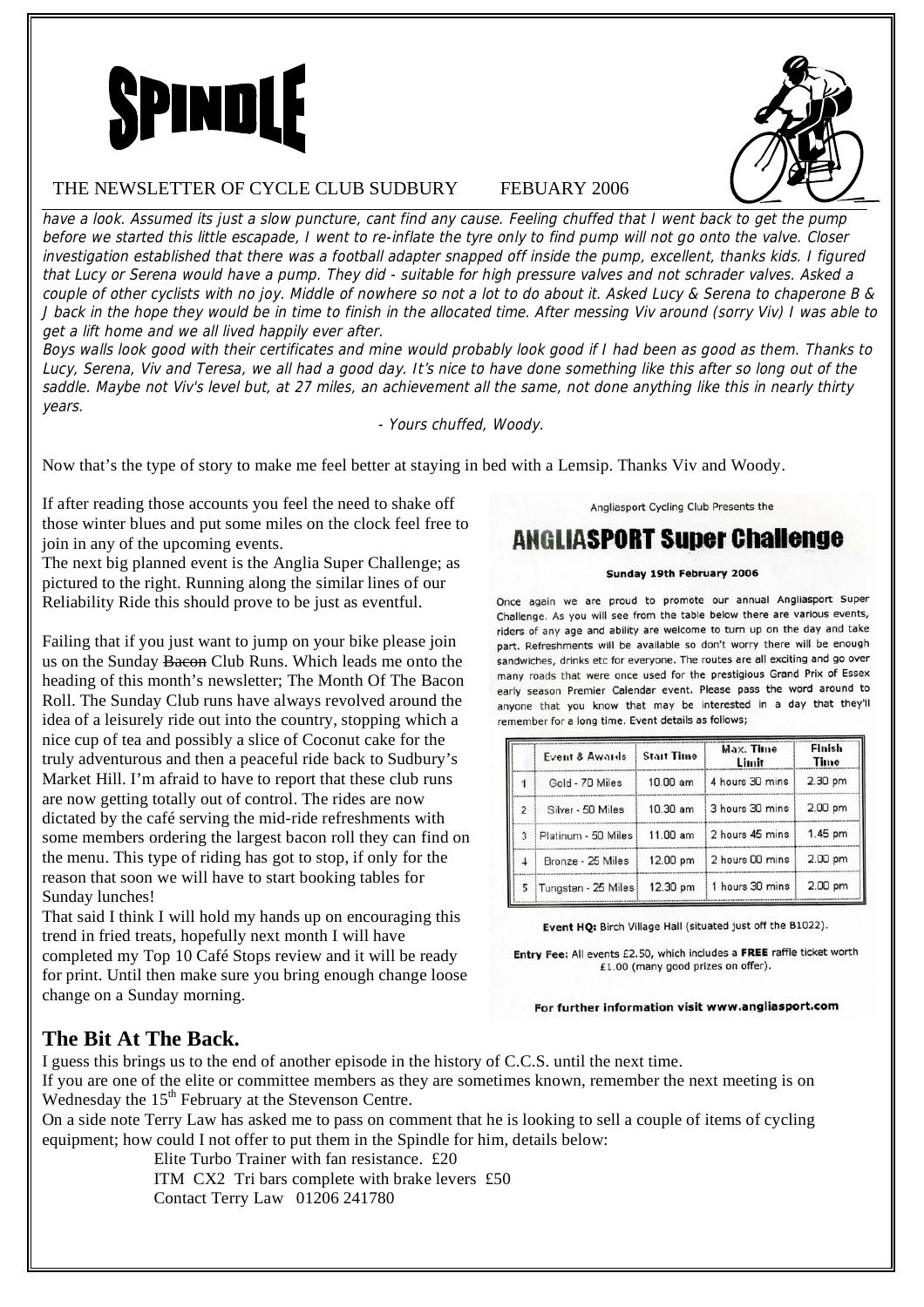# SPINDLE

THE NEWSLETTER OF CYCLE CLUB SUDBURY FEBUARY 2006

*have a look. Assumed its just a slow puncture, cant find any cause. Feeling chuffed that I went back to get the pump before we started this little escapade, I went to re-inflate the tyre only to find pump will not go onto the valve. Closer investigation established that there was a football adapter snapped off inside the pump, excellent, thanks kids. I figured that Lucy or Serena would have a pump. They did - suitable for high pressure valves and not schrader valves. Asked a couple of other cyclists with no joy. Middle of nowhere so not a lot to do about it. Asked Lucy & Serena to chaperone B & J back in the hope they would be in time to finish in the allocated time. After messing Viv around (sorry Viv) I was able to get a lift home and we all lived happily ever after.*

*Boys walls look good with their certificates and mine would probably look good if I had been as good as them. Thanks to Lucy, Serena, Viv and Teresa, we all had a good day. It's nice to have done something like this after so long out of the saddle. Maybe not Viv's level but, at 27 miles, an achievement all the same, not done anything like this in nearly thirty years.*

*- Yours chuffed, Woody.*

Now that's the type of story to make me feel better at staying in bed with a Lemsip. Thanks Viv and Woody.

If after reading those accounts you feel the need to shake off those winter blues and put some miles on the clock feel free to join in any of the upcoming events.

The next big planned event is the Anglia Super Challenge; as pictured to the right. Running along the similar lines of our Reliability Ride this should prove to be just as eventful.

Failing that if you just want to jump on your bike please join us on the Sunday ~~Bacon~~ Club Runs. Which leads me onto the heading of this month's newsletter; The Month Of The Bacon Roll. The Sunday Club runs have always revolved around the idea of a leisurely ride out into the country, stopping which a nice cup of tea and possibly a slice of Coconut cake for the truly adventurous and then a peaceful ride back to Sudbury's Market Hill. I'm afraid to have to report that these club runs are now getting totally out of control. The rides are now dictated by the café serving the mid-ride refreshments with some members ordering the largest bacon roll they can find on the menu. This type of riding has got to stop, if only for the reason that soon we will have to start booking tables for Sunday lunches!

That said I think I will hold my hands up on encouraging this trend in fried treats, hopefully next month I will have completed my Top 10 Café Stops review and it will be ready for print. Until then make sure you bring enough change loose change on a Sunday morning.

Angliasport Cycling Club Presents the

## ANGLIASPORT Super Challenge

**Sunday 19th February 2006**

Once again we are proud to promote our annual Angliasport Super Challenge. As you will see from the table below there are various events, riders of any age and ability are welcome to turn up on the day and take part. Refreshments will be available so don't worry there will be enough sandwiches, drinks etc for everyone. The routes are all exciting and go over many roads that were once used for the prestigious Grand Prix of Essex early season Premier Calendar event. Please pass the word around to anyone that you know that may be interested in a day that they'll remember for a long time. Event details as follows;

| | Event & Awards | Start Time | Max. Time Limit | Finish Time |
|---|---|---|---|---|
| 1 | Gold - 70 Miles | 10.00 am | 4 hours 30 mins | 2.30 pm |
| 2 | Silver - 50 Miles | 10.30 am | 3 hours 30 mins | 2.00 pm |
| 3 | Platinum - 50 Miles | 11.00 am | 2 hours 45 mins | 1.45 pm |
| 4 | Bronze - 25 Miles | 12.00 pm | 2 hours 00 mins | 2.00 pm |
| 5 | Tungsten - 25 Miles | 12.30 pm | 1 hours 30 mins | 2.00 pm |

**Event HQ:** Birch Village Hall (situated just off the B1022).

**Entry Fee:** All events £2.50, which includes a **FREE** raffle ticket worth £1.00 (many good prizes on offer).

**For further information visit www.angliasport.com**

## The Bit At The Back.

I guess this brings us to the end of another episode in the history of C.C.S. until the next time.

If you are one of the elite or committee members as they are sometimes known, remember the next meeting is on Wednesday the 15th February at the Stevenson Centre.

On a side note Terry Law has asked me to pass on comment that he is looking to sell a couple of items of cycling equipment; how could I not offer to put them in the Spindle for him, details below:

Elite Turbo Trainer with fan resistance. £20
ITM CX2 Tri bars complete with brake levers £50
Contact Terry Law 01206 241780